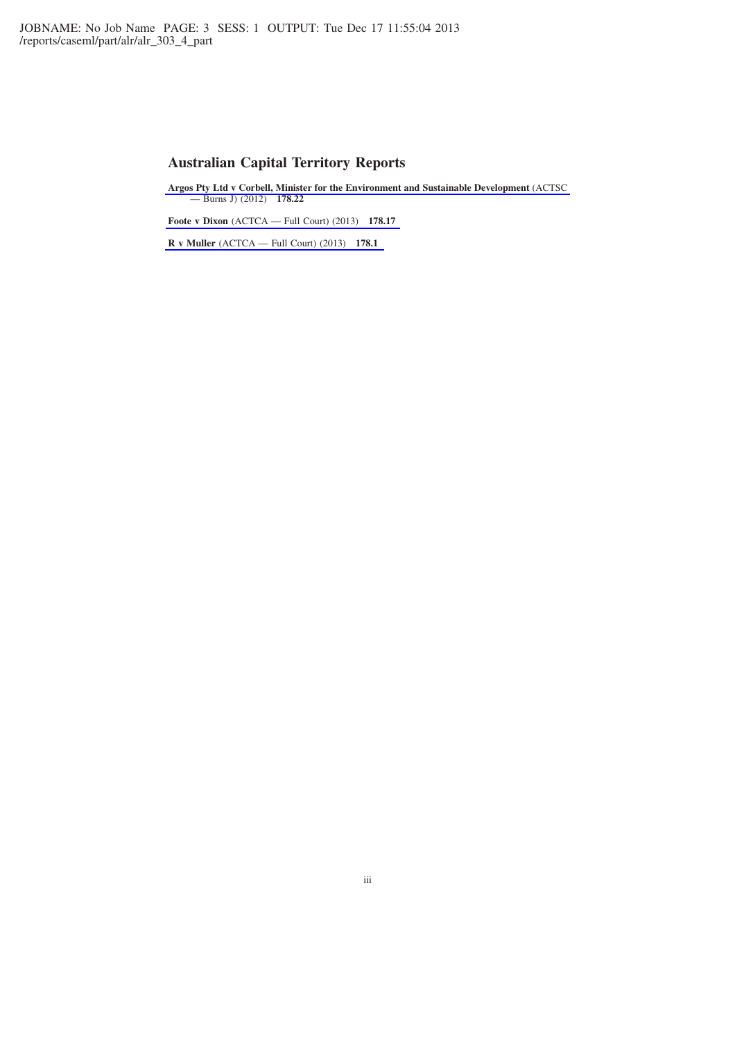## Australian Capital Territory Reports

**Argos Pty Ltd v Corbell, Minister for the Environment and Sustainable Development** (ACTSC — Burns J) (2012) **178.22**

**Foote v Dixon** (ACTCA — Full Court) (2013) **178.17**

**R v Muller** (ACTCA — Full Court) (2013) **178.1**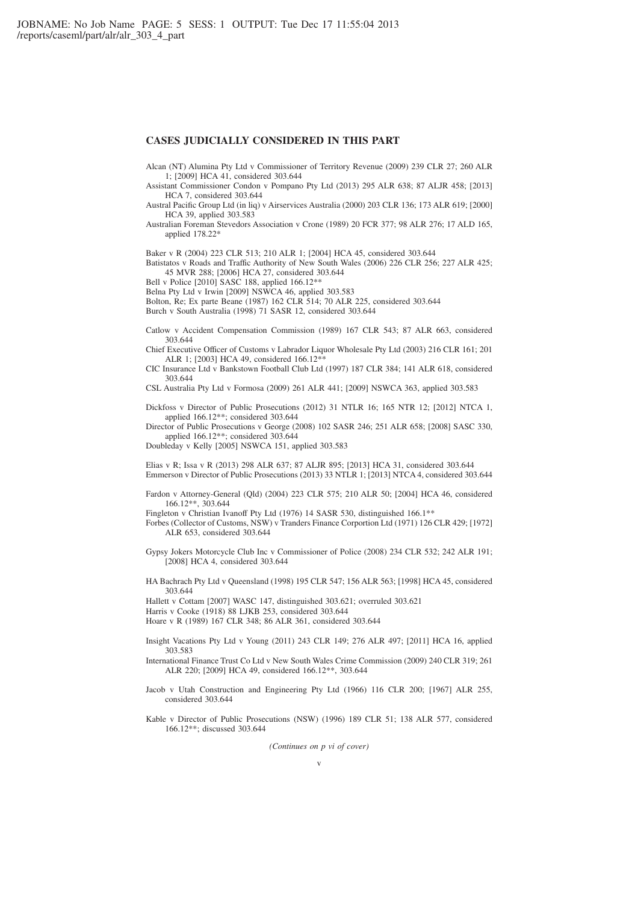## CASES JUDICIALLY CONSIDERED IN THIS PART

Alcan (NT) Alumina Pty Ltd v Commissioner of Territory Revenue (2009) 239 CLR 27; 260 ALR 1; [2009] HCA 41, considered 303.644

Assistant Commissioner Condon v Pompano Pty Ltd (2013) 295 ALR 638; 87 ALJR 458; [2013] HCA 7, considered 303.644

Austral Pacific Group Ltd (in liq) v Airservices Australia (2000) 203 CLR 136; 173 ALR 619; [2000] HCA 39, applied 303.583

Australian Foreman Stevedors Association v Crone (1989) 20 FCR 377; 98 ALR 276; 17 ALD 165, applied 178.22*

Baker v R (2004) 223 CLR 513; 210 ALR 1; [2004] HCA 45, considered 303.644

Batistatos v Roads and Traffic Authority of New South Wales (2006) 226 CLR 256; 227 ALR 425; 45 MVR 288; [2006] HCA 27, considered 303.644

Bell v Police [2010] SASC 188, applied 166.12**

Belna Pty Ltd v Irwin [2009] NSWCA 46, applied 303.583

Bolton, Re; Ex parte Beane (1987) 162 CLR 514; 70 ALR 225, considered 303.644

Burch v South Australia (1998) 71 SASR 12, considered 303.644

Catlow v Accident Compensation Commission (1989) 167 CLR 543; 87 ALR 663, considered 303.644

Chief Executive Officer of Customs v Labrador Liquor Wholesale Pty Ltd (2003) 216 CLR 161; 201 ALR 1; [2003] HCA 49, considered 166.12**

CIC Insurance Ltd v Bankstown Football Club Ltd (1997) 187 CLR 384; 141 ALR 618, considered 303.644

CSL Australia Pty Ltd v Formosa (2009) 261 ALR 441; [2009] NSWCA 363, applied 303.583

Dickfoss v Director of Public Prosecutions (2012) 31 NTLR 16; 165 NTR 12; [2012] NTCA 1, applied 166.12**; considered 303.644

Director of Public Prosecutions v George (2008) 102 SASR 246; 251 ALR 658; [2008] SASC 330, applied 166.12**; considered 303.644

Doubleday v Kelly [2005] NSWCA 151, applied 303.583

Elias v R; Issa v R (2013) 298 ALR 637; 87 ALJR 895; [2013] HCA 31, considered 303.644

Emmerson v Director of Public Prosecutions (2013) 33 NTLR 1; [2013] NTCA 4, considered 303.644

Fardon v Attorney-General (Qld) (2004) 223 CLR 575; 210 ALR 50; [2004] HCA 46, considered 166.12**, 303.644

Fingleton v Christian Ivanoff Pty Ltd (1976) 14 SASR 530, distinguished 166.1**

Forbes (Collector of Customs, NSW) v Tranders Finance Corportion Ltd (1971) 126 CLR 429; [1972] ALR 653, considered 303.644

Gypsy Jokers Motorcycle Club Inc v Commissioner of Police (2008) 234 CLR 532; 242 ALR 191; [2008] HCA 4, considered 303.644

HA Bachrach Pty Ltd v Queensland (1998) 195 CLR 547; 156 ALR 563; [1998] HCA 45, considered 303.644

Hallett v Cottam [2007] WASC 147, distinguished 303.621; overruled 303.621

Harris v Cooke (1918) 88 LJKB 253, considered 303.644

Hoare v R (1989) 167 CLR 348; 86 ALR 361, considered 303.644

Insight Vacations Pty Ltd v Young (2011) 243 CLR 149; 276 ALR 497; [2011] HCA 16, applied 303.583

International Finance Trust Co Ltd v New South Wales Crime Commission (2009) 240 CLR 319; 261 ALR 220; [2009] HCA 49, considered 166.12**, 303.644

Jacob v Utah Construction and Engineering Pty Ltd (1966) 116 CLR 200; [1967] ALR 255, considered 303.644

Kable v Director of Public Prosecutions (NSW) (1996) 189 CLR 51; 138 ALR 577, considered 166.12**; discussed 303.644

*(Continues on p vi of cover)*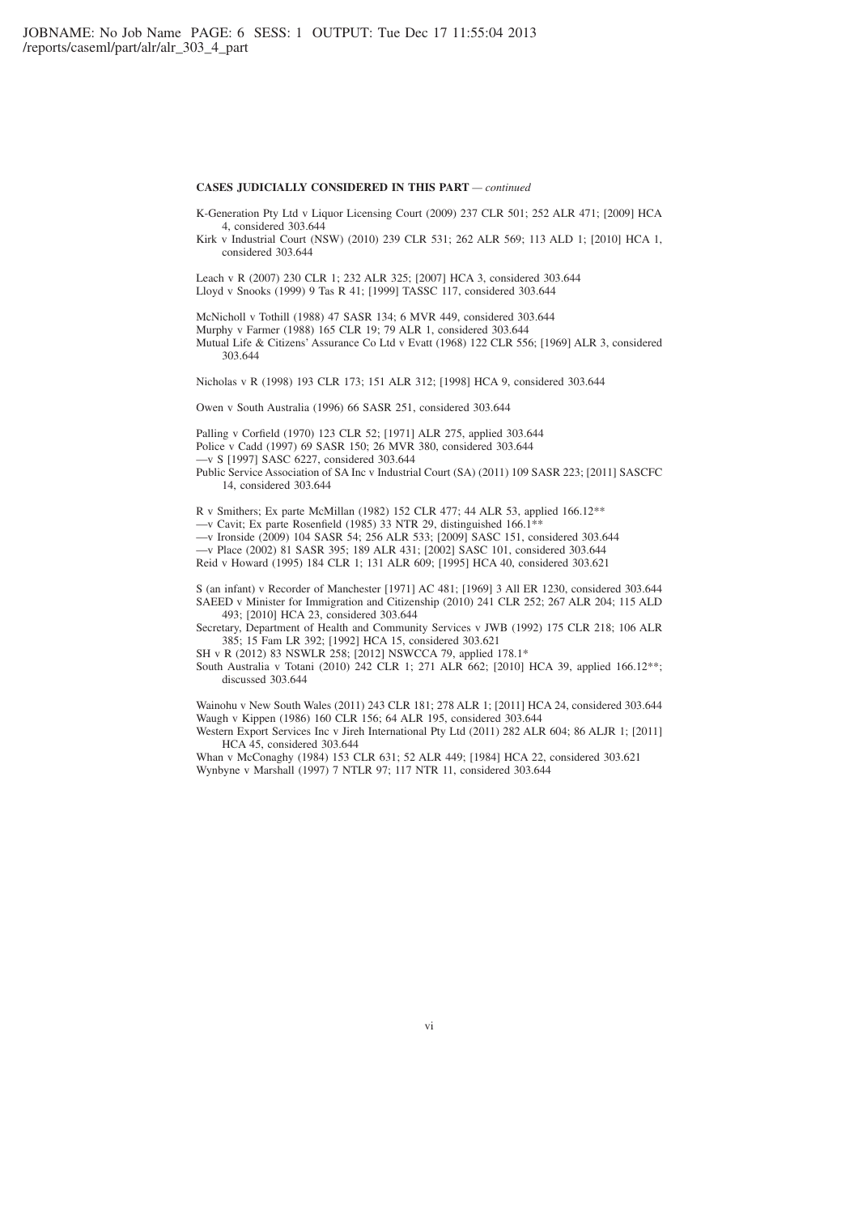**CASES JUDICIALLY CONSIDERED IN THIS PART** — *continued*

K-Generation Pty Ltd v Liquor Licensing Court (2009) 237 CLR 501; 252 ALR 471; [2009] HCA 4, considered 303.644

Kirk v Industrial Court (NSW) (2010) 239 CLR 531; 262 ALR 569; 113 ALD 1; [2010] HCA 1, considered 303.644

Leach v R (2007) 230 CLR 1; 232 ALR 325; [2007] HCA 3, considered 303.644

Lloyd v Snooks (1999) 9 Tas R 41; [1999] TASSC 117, considered 303.644

McNicholl v Tothill (1988) 47 SASR 134; 6 MVR 449, considered 303.644

Murphy v Farmer (1988) 165 CLR 19; 79 ALR 1, considered 303.644

Mutual Life & Citizens' Assurance Co Ltd v Evatt (1968) 122 CLR 556; [1969] ALR 3, considered 303.644

Nicholas v R (1998) 193 CLR 173; 151 ALR 312; [1998] HCA 9, considered 303.644

Owen v South Australia (1996) 66 SASR 251, considered 303.644

Palling v Corfield (1970) 123 CLR 52; [1971] ALR 275, applied 303.644

Police v Cadd (1997) 69 SASR 150; 26 MVR 380, considered 303.644

—v S [1997] SASC 6227, considered 303.644

Public Service Association of SA Inc v Industrial Court (SA) (2011) 109 SASR 223; [2011] SASCFC 14, considered 303.644

R v Smithers; Ex parte McMillan (1982) 152 CLR 477; 44 ALR 53, applied 166.12**

—v Cavit; Ex parte Rosenfield (1985) 33 NTR 29, distinguished 166.1**

—v Ironside (2009) 104 SASR 54; 256 ALR 533; [2009] SASC 151, considered 303.644

—v Place (2002) 81 SASR 395; 189 ALR 431; [2002] SASC 101, considered 303.644

Reid v Howard (1995) 184 CLR 1; 131 ALR 609; [1995] HCA 40, considered 303.621

S (an infant) v Recorder of Manchester [1971] AC 481; [1969] 3 All ER 1230, considered 303.644

SAEED v Minister for Immigration and Citizenship (2010) 241 CLR 252; 267 ALR 204; 115 ALD 493; [2010] HCA 23, considered 303.644

Secretary, Department of Health and Community Services v JWB (1992) 175 CLR 218; 106 ALR 385; 15 Fam LR 392; [1992] HCA 15, considered 303.621

SH v R (2012) 83 NSWLR 258; [2012] NSWCCA 79, applied 178.1*

South Australia v Totani (2010) 242 CLR 1; 271 ALR 662; [2010] HCA 39, applied 166.12**; discussed 303.644

Wainohu v New South Wales (2011) 243 CLR 181; 278 ALR 1; [2011] HCA 24, considered 303.644

Waugh v Kippen (1986) 160 CLR 156; 64 ALR 195, considered 303.644

Western Export Services Inc v Jireh International Pty Ltd (2011) 282 ALR 604; 86 ALJR 1; [2011] HCA 45, considered 303.644

Whan v McConaghy (1984) 153 CLR 631; 52 ALR 449; [1984] HCA 22, considered 303.621

Wynbyne v Marshall (1997) 7 NTLR 97; 117 NTR 11, considered 303.644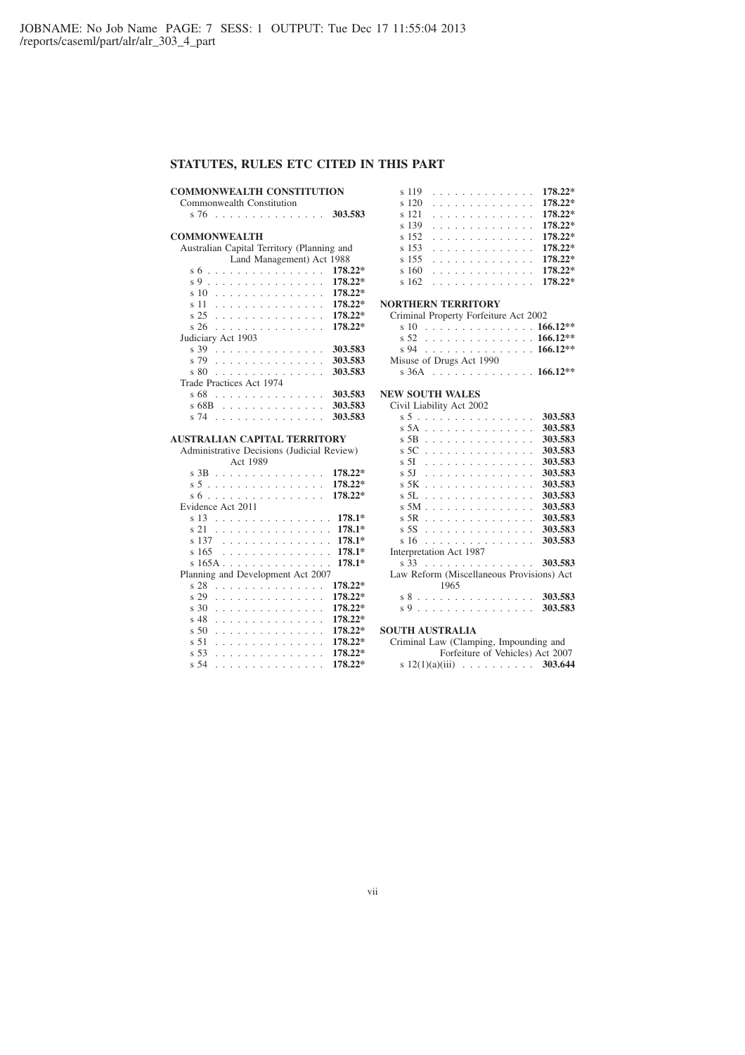## STATUTES, RULES ETC CITED IN THIS PART

**COMMONWEALTH CONSTITUTION**

Commonwealth Constitution

- s 76 . . . . . . . . . . . . . . . **303.583**

**COMMONWEALTH**

Australian Capital Territory (Planning and Land Management) Act 1988

- s 6 . . . . . . . . . . . . . . . **178.22***
- s 9 . . . . . . . . . . . . . . . **178.22***
- s 10 . . . . . . . . . . . . . . . **178.22***
- s 11 . . . . . . . . . . . . . . . **178.22***
- s 25 . . . . . . . . . . . . . . . **178.22***
- s 26 . . . . . . . . . . . . . . . **178.22***

Judiciary Act 1903

- s 39 . . . . . . . . . . . . . . . **303.583**
- s 79 . . . . . . . . . . . . . . . **303.583**
- s 80 . . . . . . . . . . . . . . . **303.583**

Trade Practices Act 1974

- s 68 . . . . . . . . . . . . . . . **303.583**
- s 68B . . . . . . . . . . . . . . **303.583**
- s 74 . . . . . . . . . . . . . . . **303.583**

**AUSTRALIAN CAPITAL TERRITORY**

Administrative Decisions (Judicial Review) Act 1989

- s 3B . . . . . . . . . . . . . . . **178.22***
- s 5 . . . . . . . . . . . . . . . **178.22***
- s 6 . . . . . . . . . . . . . . . **178.22***

Evidence Act 2011

- s 13 . . . . . . . . . . . . . . . **178.1***
- s 21 . . . . . . . . . . . . . . . **178.1***
- s 137 . . . . . . . . . . . . . . **178.1***
- s 165 . . . . . . . . . . . . . . **178.1***
- s 165A . . . . . . . . . . . . . . **178.1***

Planning and Development Act 2007

- s 28 . . . . . . . . . . . . . . . **178.22***
- s 29 . . . . . . . . . . . . . . . **178.22***
- s 30 . . . . . . . . . . . . . . . **178.22***
- s 48 . . . . . . . . . . . . . . . **178.22***
- s 50 . . . . . . . . . . . . . . . **178.22***
- s 51 . . . . . . . . . . . . . . . **178.22***
- s 53 . . . . . . . . . . . . . . . **178.22***
- s 54 . . . . . . . . . . . . . . . **178.22***
- s 119 . . . . . . . . . . . . . . **178.22***
- s 120 . . . . . . . . . . . . . . **178.22***
- s 121 . . . . . . . . . . . . . . **178.22***
- s 139 . . . . . . . . . . . . . . **178.22***
- s 152 . . . . . . . . . . . . . . **178.22***
- s 153 . . . . . . . . . . . . . . **178.22***
- s 155 . . . . . . . . . . . . . . **178.22***
- s 160 . . . . . . . . . . . . . . **178.22***
- s 162 . . . . . . . . . . . . . . **178.22***

**NORTHERN TERRITORY**

Criminal Property Forfeiture Act 2002

- s 10 . . . . . . . . . . . . . . . **166.12****
- s 52 . . . . . . . . . . . . . . . **166.12****
- s 94 . . . . . . . . . . . . . . . **166.12****

Misuse of Drugs Act 1990

- s 36A . . . . . . . . . . . . . . **166.12****

**NEW SOUTH WALES**

Civil Liability Act 2002

- s 5 . . . . . . . . . . . . . . . **303.583**
- s 5A . . . . . . . . . . . . . . . **303.583**
- s 5B . . . . . . . . . . . . . . . **303.583**
- s 5C . . . . . . . . . . . . . . . **303.583**
- s 5I . . . . . . . . . . . . . . . **303.583**
- s 5J . . . . . . . . . . . . . . . **303.583**
- s 5K . . . . . . . . . . . . . . . **303.583**
- s 5L . . . . . . . . . . . . . . . **303.583**
- s 5M . . . . . . . . . . . . . . . **303.583**
- s 5R . . . . . . . . . . . . . . . **303.583**
- s 5S . . . . . . . . . . . . . . . **303.583**
- s 16 . . . . . . . . . . . . . . . **303.583**

Interpretation Act 1987

- s 33 . . . . . . . . . . . . . . . **303.583**

Law Reform (Miscellaneous Provisions) Act 1965

- s 8 . . . . . . . . . . . . . . . **303.583**
- s 9 . . . . . . . . . . . . . . . **303.583**

**SOUTH AUSTRALIA**

Criminal Law (Clamping, Impounding and Forfeiture of Vehicles) Act 2007

- s 12(1)(a)(iii) . . . . . . . . . . **303.644**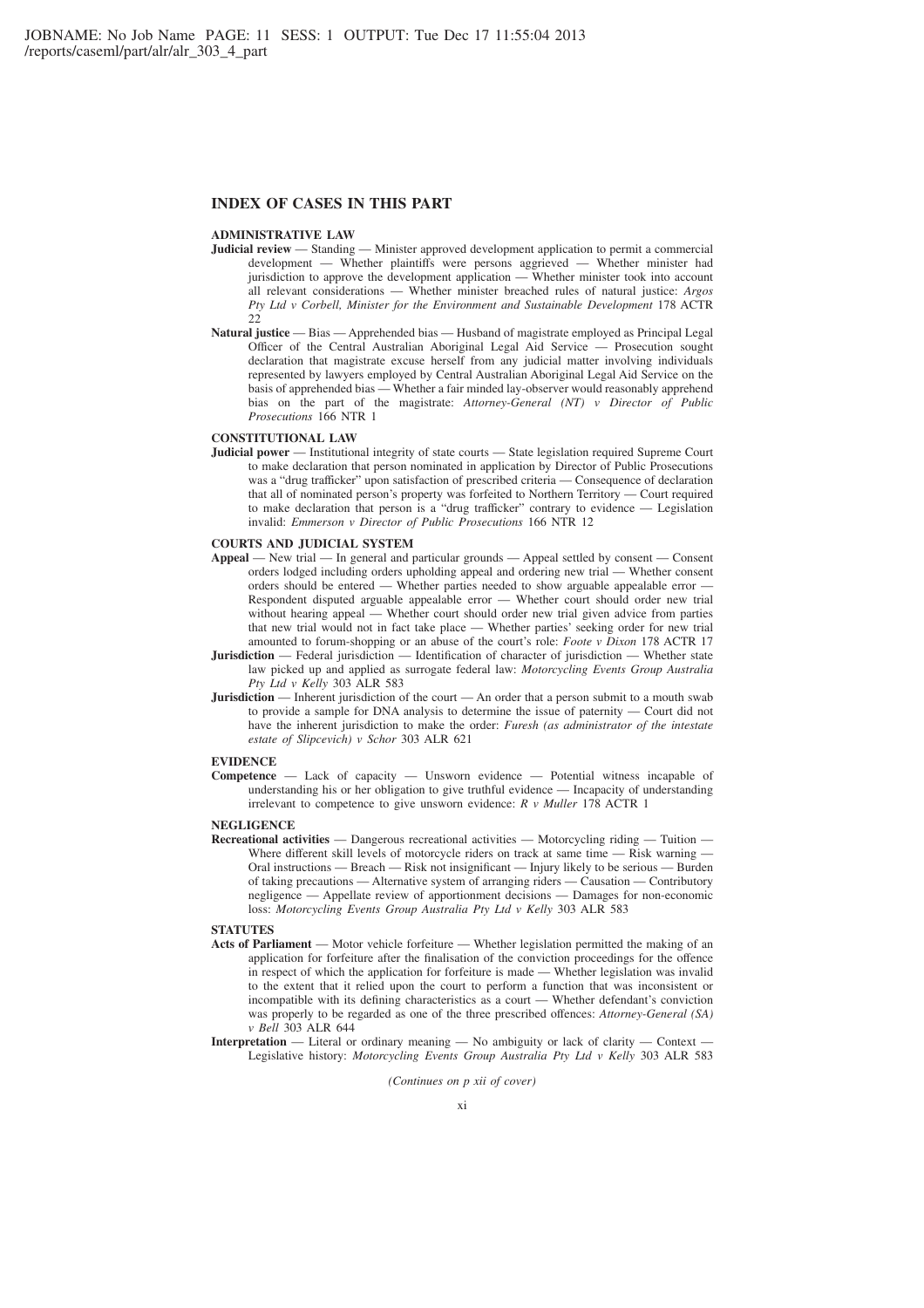## INDEX OF CASES IN THIS PART

### ADMINISTRATIVE LAW

**Judicial review** — Standing — Minister approved development application to permit a commercial development — Whether plaintiffs were persons aggrieved — Whether minister had jurisdiction to approve the development application — Whether minister took into account all relevant considerations — Whether minister breached rules of natural justice: *Argos Pty Ltd v Corbell, Minister for the Environment and Sustainable Development* 178 ACTR 22

**Natural justice** — Bias — Apprehended bias — Husband of magistrate employed as Principal Legal Officer of the Central Australian Aboriginal Legal Aid Service — Prosecution sought declaration that magistrate excuse herself from any judicial matter involving individuals represented by lawyers employed by Central Australian Aboriginal Legal Aid Service on the basis of apprehended bias — Whether a fair minded lay-observer would reasonably apprehend bias on the part of the magistrate: *Attorney-General (NT) v Director of Public Prosecutions* 166 NTR 1

### CONSTITUTIONAL LAW

**Judicial power** — Institutional integrity of state courts — State legislation required Supreme Court to make declaration that person nominated in application by Director of Public Prosecutions was a "drug trafficker" upon satisfaction of prescribed criteria — Consequence of declaration that all of nominated person's property was forfeited to Northern Territory — Court required to make declaration that person is a "drug trafficker" contrary to evidence — Legislation invalid: *Emmerson v Director of Public Prosecutions* 166 NTR 12

### COURTS AND JUDICIAL SYSTEM

**Appeal** — New trial — In general and particular grounds — Appeal settled by consent — Consent orders lodged including orders upholding appeal and ordering new trial — Whether consent orders should be entered — Whether parties needed to show arguable appealable error — Respondent disputed arguable appealable error — Whether court should order new trial without hearing appeal — Whether court should order new trial given advice from parties that new trial would not in fact take place — Whether parties' seeking order for new trial amounted to forum-shopping or an abuse of the court's role: *Foote v Dixon* 178 ACTR 17

**Jurisdiction** — Federal jurisdiction — Identification of character of jurisdiction — Whether state law picked up and applied as surrogate federal law: *Motorcycling Events Group Australia Pty Ltd v Kelly* 303 ALR 583

**Jurisdiction** — Inherent jurisdiction of the court — An order that a person submit to a mouth swab to provide a sample for DNA analysis to determine the issue of paternity — Court did not have the inherent jurisdiction to make the order: *Furesh (as administrator of the intestate estate of Slipcevich) v Schor* 303 ALR 621

### EVIDENCE

**Competence** — Lack of capacity — Unsworn evidence — Potential witness incapable of understanding his or her obligation to give truthful evidence — Incapacity of understanding irrelevant to competence to give unsworn evidence: *R v Muller* 178 ACTR 1

### NEGLIGENCE

**Recreational activities** — Dangerous recreational activities — Motorcycling riding — Tuition — Where different skill levels of motorcycle riders on track at same time — Risk warning — Oral instructions — Breach — Risk not insignificant — Injury likely to be serious — Burden of taking precautions — Alternative system of arranging riders — Causation — Contributory negligence — Appellate review of apportionment decisions — Damages for non-economic loss: *Motorcycling Events Group Australia Pty Ltd v Kelly* 303 ALR 583

### STATUTES

**Acts of Parliament** — Motor vehicle forfeiture — Whether legislation permitted the making of an application for forfeiture after the finalisation of the conviction proceedings for the offence in respect of which the application for forfeiture is made — Whether legislation was invalid to the extent that it relied upon the court to perform a function that was inconsistent or incompatible with its defining characteristics as a court — Whether defendant's conviction was properly to be regarded as one of the three prescribed offences: *Attorney-General (SA) v Bell* 303 ALR 644

**Interpretation** — Literal or ordinary meaning — No ambiguity or lack of clarity — Context — Legislative history: *Motorcycling Events Group Australia Pty Ltd v Kelly* 303 ALR 583

*(Continues on p xii of cover)*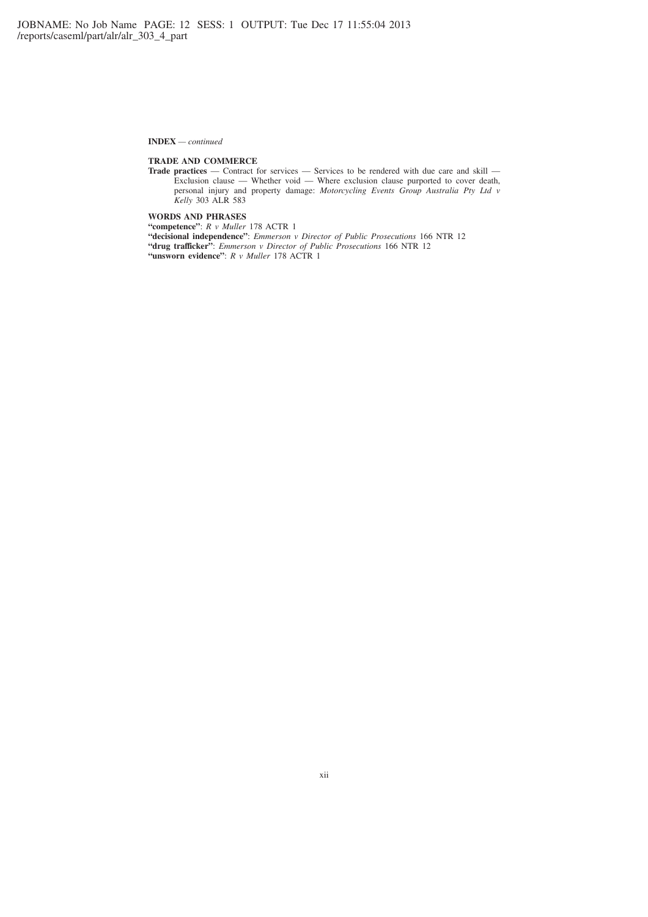**INDEX** — *continued*

**TRADE AND COMMERCE**

**Trade practices** — Contract for services — Services to be rendered with due care and skill — Exclusion clause — Whether void — Where exclusion clause purported to cover death, personal injury and property damage: *Motorcycling Events Group Australia Pty Ltd v Kelly* 303 ALR 583

**WORDS AND PHRASES**

**"competence"**: *R v Muller* 178 ACTR 1

**"decisional independence"**: *Emmerson v Director of Public Prosecutions* 166 NTR 12

**"drug trafficker"**: *Emmerson v Director of Public Prosecutions* 166 NTR 12

**"unsworn evidence"**: *R v Muller* 178 ACTR 1